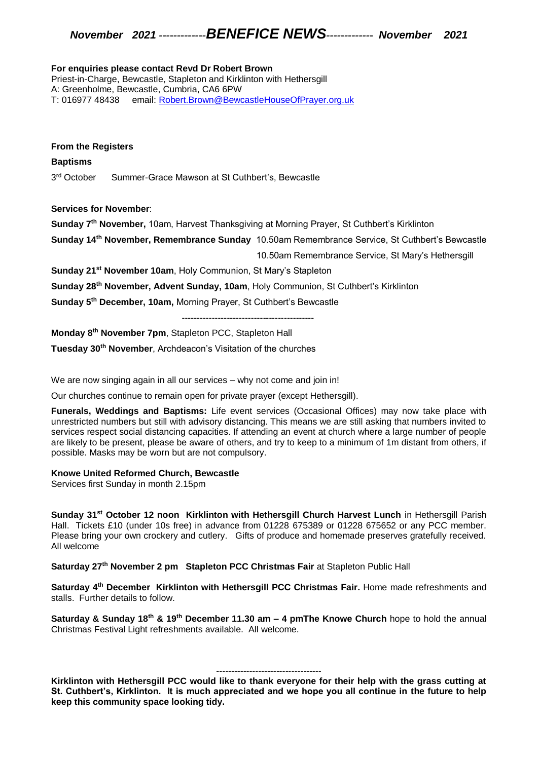# *November 2021 -------------BENEFICE NEWS------------- November 2021*

**For enquiries please contact Revd Dr Robert Brown**
Priest-in-Charge, Bewcastle, Stapleton and Kirklinton with Hethersgill
A: Greenholme, Bewcastle, Cumbria, CA6 6PW
T: 016977 48438 email: Robert.Brown@BewcastleHouseOfPrayer.org.uk

**From the Registers**

**Baptisms**

3rd October Summer-Grace Mawson at St Cuthbert's, Bewcastle

**Services for November**:

**Sunday 7th November,** 10am, Harvest Thanksgiving at Morning Prayer, St Cuthbert's Kirklinton

**Sunday 14th November, Remembrance Sunday** 10.50am Remembrance Service, St Cuthbert's Bewcastle
10.50am Remembrance Service, St Mary's Hethersgill

**Sunday 21st November 10am**, Holy Communion, St Mary's Stapleton

**Sunday 28th November, Advent Sunday, 10am**, Holy Communion, St Cuthbert's Kirklinton

**Sunday 5th December, 10am,** Morning Prayer, St Cuthbert's Bewcastle

---

**Monday 8th November 7pm**, Stapleton PCC, Stapleton Hall

**Tuesday 30th November**, Archdeacon's Visitation of the churches

We are now singing again in all our services – why not come and join in!

Our churches continue to remain open for private prayer (except Hethersgill).

**Funerals, Weddings and Baptisms:** Life event services (Occasional Offices) may now take place with unrestricted numbers but still with advisory distancing. This means we are still asking that numbers invited to services respect social distancing capacities. If attending an event at church where a large number of people are likely to be present, please be aware of others, and try to keep to a minimum of 1m distant from others, if possible. Masks may be worn but are not compulsory.

**Knowe United Reformed Church, Bewcastle**
Services first Sunday in month 2.15pm

**Sunday 31st October 12 noon Kirklinton with Hethersgill Church Harvest Lunch** in Hethersgill Parish Hall. Tickets £10 (under 10s free) in advance from 01228 675389 or 01228 675652 or any PCC member. Please bring your own crockery and cutlery. Gifts of produce and homemade preserves gratefully received. All welcome

**Saturday 27th November 2 pm Stapleton PCC Christmas Fair** at Stapleton Public Hall

**Saturday 4th December Kirklinton with Hethersgill PCC Christmas Fair.** Home made refreshments and stalls. Further details to follow.

**Saturday & Sunday 18th & 19th December 11.30 am – 4 pmThe Knowe Church** hope to hold the annual Christmas Festival Light refreshments available. All welcome.

---

**Kirklinton with Hethersgill PCC would like to thank everyone for their help with the grass cutting at St. Cuthbert's, Kirklinton. It is much appreciated and we hope you all continue in the future to help keep this community space looking tidy.**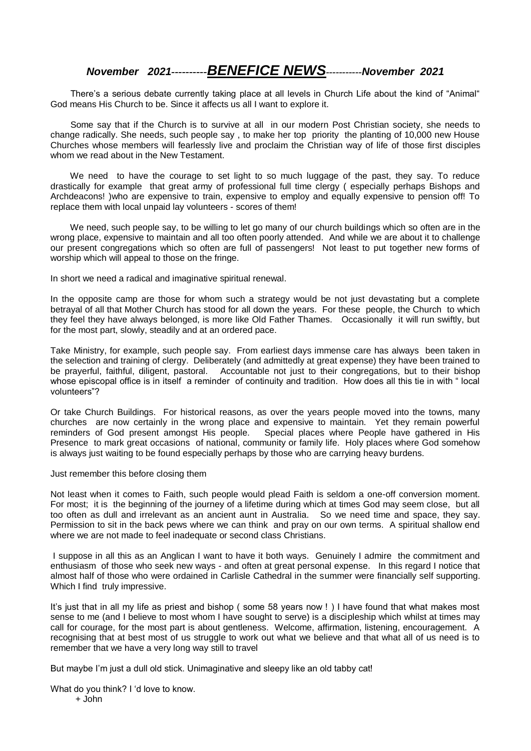## *November 2021----------BENEFICE NEWS-----------November 2021*

There's a serious debate currently taking place at all levels in Church Life about the kind of "Animal" God means His Church to be. Since it affects us all I want to explore it.

Some say that if the Church is to survive at all in our modern Post Christian society, she needs to change radically. She needs, such people say , to make her top priority the planting of 10,000 new House Churches whose members will fearlessly live and proclaim the Christian way of life of those first disciples whom we read about in the New Testament.

We need to have the courage to set light to so much luggage of the past, they say. To reduce drastically for example that great army of professional full time clergy ( especially perhaps Bishops and Archdeacons! )who are expensive to train, expensive to employ and equally expensive to pension off! To replace them with local unpaid lay volunteers - scores of them!

We need, such people say, to be willing to let go many of our church buildings which so often are in the wrong place, expensive to maintain and all too often poorly attended. And while we are about it to challenge our present congregations which so often are full of passengers! Not least to put together new forms of worship which will appeal to those on the fringe.

In short we need a radical and imaginative spiritual renewal.

In the opposite camp are those for whom such a strategy would be not just devastating but a complete betrayal of all that Mother Church has stood for all down the years. For these people, the Church to which they feel they have always belonged, is more like Old Father Thames. Occasionally it will run swiftly, but for the most part, slowly, steadily and at an ordered pace.

Take Ministry, for example, such people say. From earliest days immense care has always been taken in the selection and training of clergy. Deliberately (and admittedly at great expense) they have been trained to be prayerful, faithful, diligent, pastoral. Accountable not just to their congregations, but to their bishop whose episcopal office is in itself a reminder of continuity and tradition. How does all this tie in with " local volunteers"?

Or take Church Buildings. For historical reasons, as over the years people moved into the towns, many churches are now certainly in the wrong place and expensive to maintain. Yet they remain powerful reminders of God present amongst His people. Special places where People have gathered in His Presence to mark great occasions of national, community or family life. Holy places where God somehow is always just waiting to be found especially perhaps by those who are carrying heavy burdens.

Just remember this before closing them

Not least when it comes to Faith, such people would plead Faith is seldom a one-off conversion moment. For most; it is the beginning of the journey of a lifetime during which at times God may seem close, but all too often as dull and irrelevant as an ancient aunt in Australia. So we need time and space, they say. Permission to sit in the back pews where we can think and pray on our own terms. A spiritual shallow end where we are not made to feel inadequate or second class Christians.

I suppose in all this as an Anglican I want to have it both ways. Genuinely I admire the commitment and enthusiasm of those who seek new ways - and often at great personal expense. In this regard I notice that almost half of those who were ordained in Carlisle Cathedral in the summer were financially self supporting. Which I find truly impressive.

It's just that in all my life as priest and bishop ( some 58 years now ! ) I have found that what makes most sense to me (and I believe to most whom I have sought to serve) is a discipleship which whilst at times may call for courage, for the most part is about gentleness. Welcome, affirmation, listening, encouragement. A recognising that at best most of us struggle to work out what we believe and that what all of us need is to remember that we have a very long way still to travel

But maybe I'm just a dull old stick. Unimaginative and sleepy like an old tabby cat!

What do you think? I 'd love to know.

+ John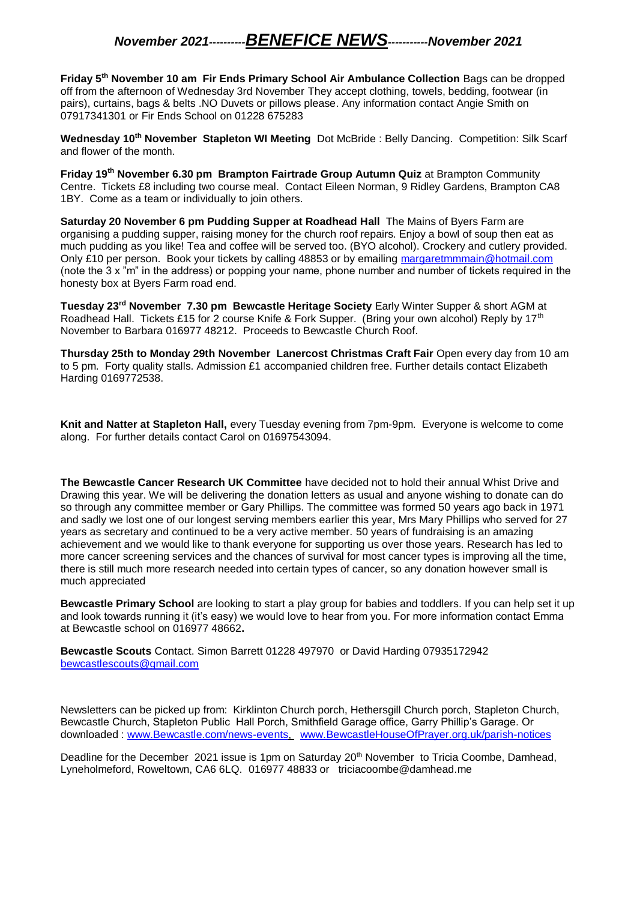# *November 2021---------BENEFICE NEWS----------November 2021*

**Friday 5th November 10 am Fir Ends Primary School Air Ambulance Collection** Bags can be dropped off from the afternoon of Wednesday 3rd November They accept clothing, towels, bedding, footwear (in pairs), curtains, bags & belts .NO Duvets or pillows please. Any information contact Angie Smith on 07917341301 or Fir Ends School on 01228 675283

**Wednesday 10th November Stapleton WI Meeting** Dot McBride : Belly Dancing. Competition: Silk Scarf and flower of the month.

**Friday 19th November 6.30 pm Brampton Fairtrade Group Autumn Quiz** at Brampton Community Centre. Tickets £8 including two course meal. Contact Eileen Norman, 9 Ridley Gardens, Brampton CA8 1BY. Come as a team or individually to join others.

**Saturday 20 November 6 pm Pudding Supper at Roadhead Hall** The Mains of Byers Farm are organising a pudding supper, raising money for the church roof repairs. Enjoy a bowl of soup then eat as much pudding as you like! Tea and coffee will be served too. (BYO alcohol). Crockery and cutlery provided. Only £10 per person. Book your tickets by calling 48853 or by emailing margaretmmmain@hotmail.com (note the 3 x "m" in the address) or popping your name, phone number and number of tickets required in the honesty box at Byers Farm road end.

**Tuesday 23rd November 7.30 pm Bewcastle Heritage Society** Early Winter Supper & short AGM at Roadhead Hall. Tickets £15 for 2 course Knife & Fork Supper. (Bring your own alcohol) Reply by 17th November to Barbara 016977 48212. Proceeds to Bewcastle Church Roof.

**Thursday 25th to Monday 29th November Lanercost Christmas Craft Fair** Open every day from 10 am to 5 pm. Forty quality stalls. Admission £1 accompanied children free. Further details contact Elizabeth Harding 0169772538.

**Knit and Natter at Stapleton Hall,** every Tuesday evening from 7pm-9pm. Everyone is welcome to come along. For further details contact Carol on 01697543094.

**The Bewcastle Cancer Research UK Committee** have decided not to hold their annual Whist Drive and Drawing this year. We will be delivering the donation letters as usual and anyone wishing to donate can do so through any committee member or Gary Phillips. The committee was formed 50 years ago back in 1971 and sadly we lost one of our longest serving members earlier this year, Mrs Mary Phillips who served for 27 years as secretary and continued to be a very active member. 50 years of fundraising is an amazing achievement and we would like to thank everyone for supporting us over those years. Research has led to more cancer screening services and the chances of survival for most cancer types is improving all the time, there is still much more research needed into certain types of cancer, so any donation however small is much appreciated

**Bewcastle Primary School** are looking to start a play group for babies and toddlers. If you can help set it up and look towards running it (it's easy) we would love to hear from you. For more information contact Emma at Bewcastle school on 016977 48662**.**

**Bewcastle Scouts** Contact. Simon Barrett 01228 497970 or David Harding 07935172942 bewcastlescouts@gmail.com

Newsletters can be picked up from: Kirklinton Church porch, Hethersgill Church porch, Stapleton Church, Bewcastle Church, Stapleton Public Hall Porch, Smithfield Garage office, Garry Phillip's Garage. Or downloaded : www.Bewcastle.com/news-events, www.BewcastleHouseOfPrayer.org.uk/parish-notices

Deadline for the December 2021 issue is 1pm on Saturday 20th November to Tricia Coombe, Damhead, Lyneholmeford, Roweltown, CA6 6LQ. 016977 48833 or triciacoombe@damhead.me